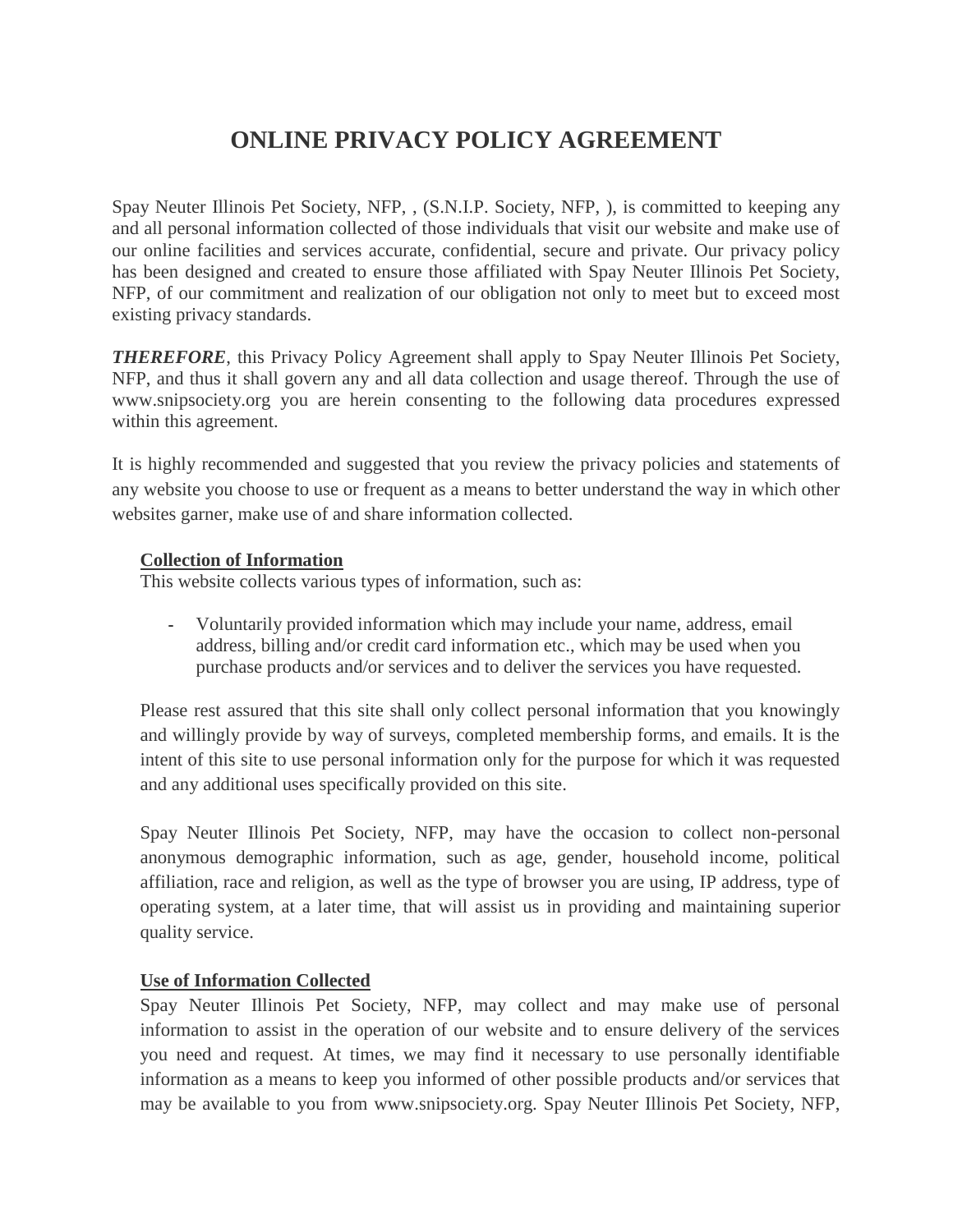# ONLINE PRIVACY POLICY AGREEMENT

Spay Neuter Illinois Pet Society, NFP, , (S.N.I.P. Society, NFP, ), is committed to keeping any and all personal information collected of those individuals that visit our website and make use of our online facilities and services accurate, confidential, secure and private. Our privacy policy has been designed and created to ensure those affiliated with Spay Neuter Illinois Pet Society, NFP, of our commitment and realization of our obligation not only to meet but to exceed most existing privacy standards.

***THEREFORE***, this Privacy Policy Agreement shall apply to Spay Neuter Illinois Pet Society, NFP, and thus it shall govern any and all data collection and usage thereof. Through the use of www.snipsociety.org you are herein consenting to the following data procedures expressed within this agreement.

It is highly recommended and suggested that you review the privacy policies and statements of any website you choose to use or frequent as a means to better understand the way in which other websites garner, make use of and share information collected.

**Collection of Information**

This website collects various types of information, such as:

- Voluntarily provided information which may include your name, address, email address, billing and/or credit card information etc., which may be used when you purchase products and/or services and to deliver the services you have requested.

Please rest assured that this site shall only collect personal information that you knowingly and willingly provide by way of surveys, completed membership forms, and emails. It is the intent of this site to use personal information only for the purpose for which it was requested and any additional uses specifically provided on this site.

Spay Neuter Illinois Pet Society, NFP, may have the occasion to collect non-personal anonymous demographic information, such as age, gender, household income, political affiliation, race and religion, as well as the type of browser you are using, IP address, type of operating system, at a later time, that will assist us in providing and maintaining superior quality service.

**Use of Information Collected**

Spay Neuter Illinois Pet Society, NFP, may collect and may make use of personal information to assist in the operation of our website and to ensure delivery of the services you need and request. At times, we may find it necessary to use personally identifiable information as a means to keep you informed of other possible products and/or services that may be available to you from www.snipsociety.org. Spay Neuter Illinois Pet Society, NFP,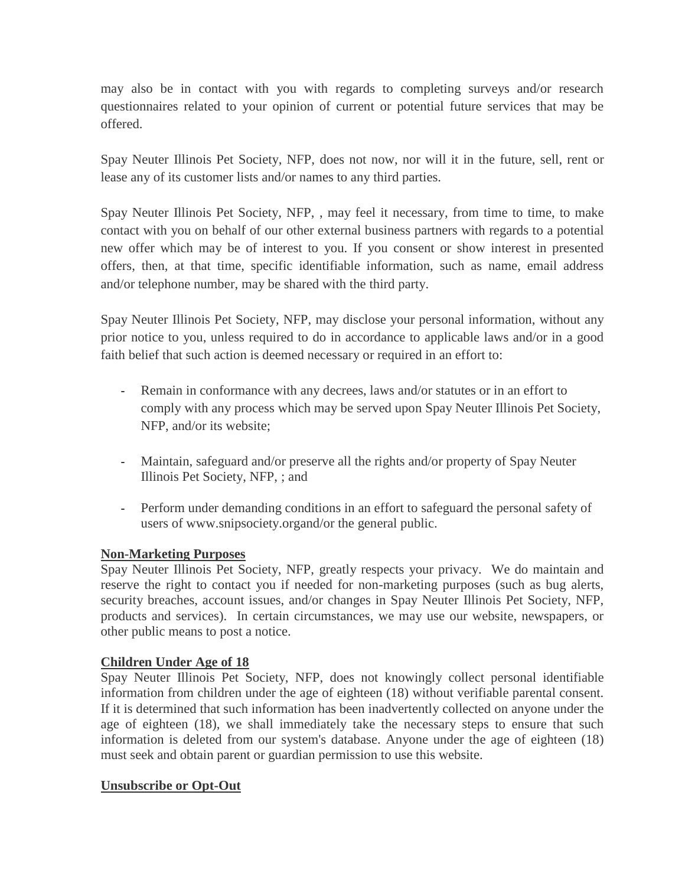may also be in contact with you with regards to completing surveys and/or research questionnaires related to your opinion of current or potential future services that may be offered.

Spay Neuter Illinois Pet Society, NFP, does not now, nor will it in the future, sell, rent or lease any of its customer lists and/or names to any third parties.

Spay Neuter Illinois Pet Society, NFP, , may feel it necessary, from time to time, to make contact with you on behalf of our other external business partners with regards to a potential new offer which may be of interest to you. If you consent or show interest in presented offers, then, at that time, specific identifiable information, such as name, email address and/or telephone number, may be shared with the third party.

Spay Neuter Illinois Pet Society, NFP, may disclose your personal information, without any prior notice to you, unless required to do in accordance to applicable laws and/or in a good faith belief that such action is deemed necessary or required in an effort to:

- Remain in conformance with any decrees, laws and/or statutes or in an effort to comply with any process which may be served upon Spay Neuter Illinois Pet Society, NFP, and/or its website;
- Maintain, safeguard and/or preserve all the rights and/or property of Spay Neuter Illinois Pet Society, NFP, ; and
- Perform under demanding conditions in an effort to safeguard the personal safety of users of www.snipsociety.organd/or the general public.

**Non-Marketing Purposes**

Spay Neuter Illinois Pet Society, NFP, greatly respects your privacy. We do maintain and reserve the right to contact you if needed for non-marketing purposes (such as bug alerts, security breaches, account issues, and/or changes in Spay Neuter Illinois Pet Society, NFP, products and services). In certain circumstances, we may use our website, newspapers, or other public means to post a notice.

**Children Under Age of 18**

Spay Neuter Illinois Pet Society, NFP, does not knowingly collect personal identifiable information from children under the age of eighteen (18) without verifiable parental consent. If it is determined that such information has been inadvertently collected on anyone under the age of eighteen (18), we shall immediately take the necessary steps to ensure that such information is deleted from our system's database. Anyone under the age of eighteen (18) must seek and obtain parent or guardian permission to use this website.

**Unsubscribe or Opt-Out**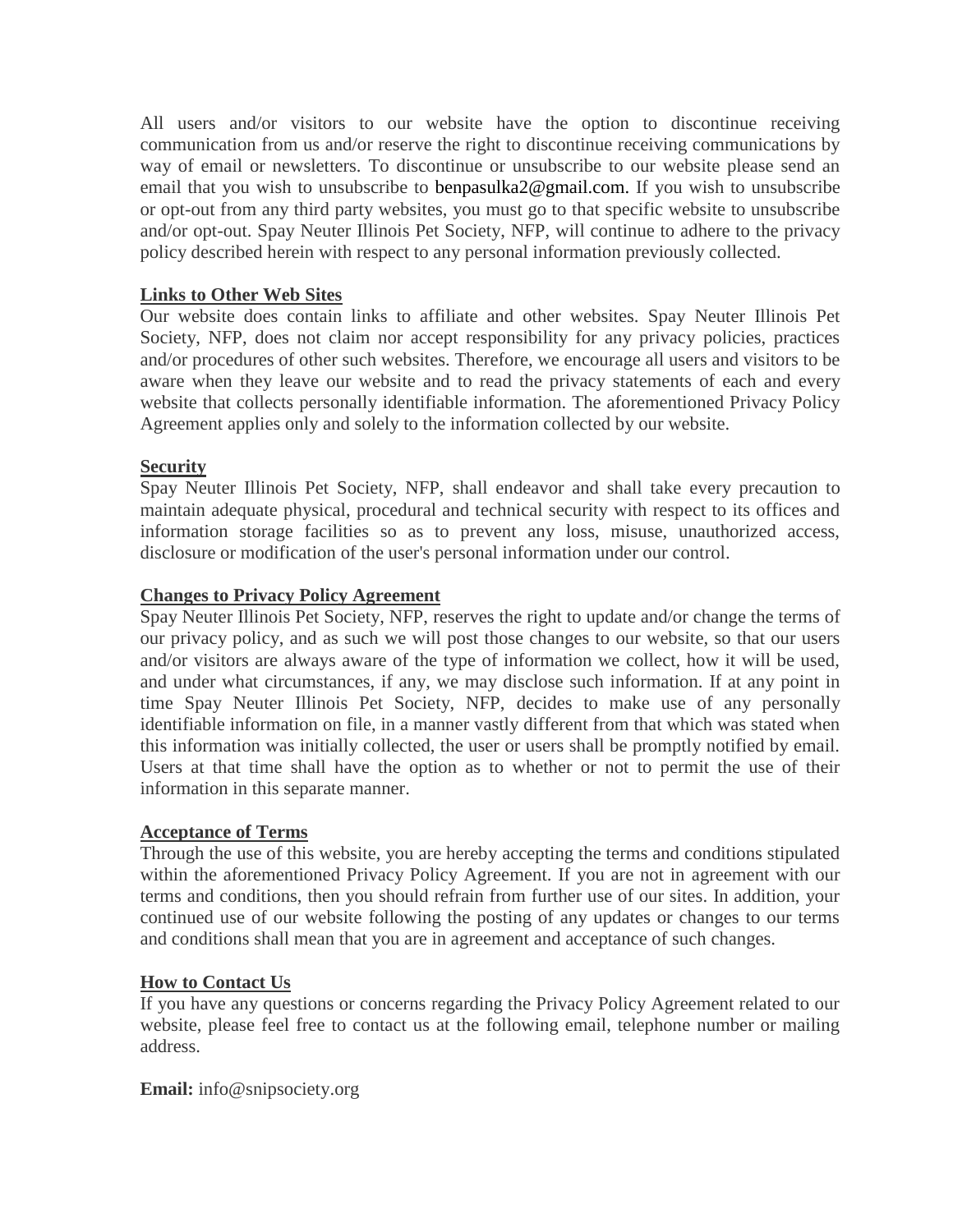All users and/or visitors to our website have the option to discontinue receiving communication from us and/or reserve the right to discontinue receiving communications by way of email or newsletters. To discontinue or unsubscribe to our website please send an email that you wish to unsubscribe to benpasulka2@gmail.com. If you wish to unsubscribe or opt-out from any third party websites, you must go to that specific website to unsubscribe and/or opt-out. Spay Neuter Illinois Pet Society, NFP, will continue to adhere to the privacy policy described herein with respect to any personal information previously collected.

**Links to Other Web Sites**

Our website does contain links to affiliate and other websites. Spay Neuter Illinois Pet Society, NFP, does not claim nor accept responsibility for any privacy policies, practices and/or procedures of other such websites. Therefore, we encourage all users and visitors to be aware when they leave our website and to read the privacy statements of each and every website that collects personally identifiable information. The aforementioned Privacy Policy Agreement applies only and solely to the information collected by our website.

**Security**

Spay Neuter Illinois Pet Society, NFP, shall endeavor and shall take every precaution to maintain adequate physical, procedural and technical security with respect to its offices and information storage facilities so as to prevent any loss, misuse, unauthorized access, disclosure or modification of the user's personal information under our control.

**Changes to Privacy Policy Agreement**

Spay Neuter Illinois Pet Society, NFP, reserves the right to update and/or change the terms of our privacy policy, and as such we will post those changes to our website, so that our users and/or visitors are always aware of the type of information we collect, how it will be used, and under what circumstances, if any, we may disclose such information. If at any point in time Spay Neuter Illinois Pet Society, NFP, decides to make use of any personally identifiable information on file, in a manner vastly different from that which was stated when this information was initially collected, the user or users shall be promptly notified by email. Users at that time shall have the option as to whether or not to permit the use of their information in this separate manner.

**Acceptance of Terms**

Through the use of this website, you are hereby accepting the terms and conditions stipulated within the aforementioned Privacy Policy Agreement. If you are not in agreement with our terms and conditions, then you should refrain from further use of our sites. In addition, your continued use of our website following the posting of any updates or changes to our terms and conditions shall mean that you are in agreement and acceptance of such changes.

**How to Contact Us**

If you have any questions or concerns regarding the Privacy Policy Agreement related to our website, please feel free to contact us at the following email, telephone number or mailing address.

**Email:** info@snipsociety.org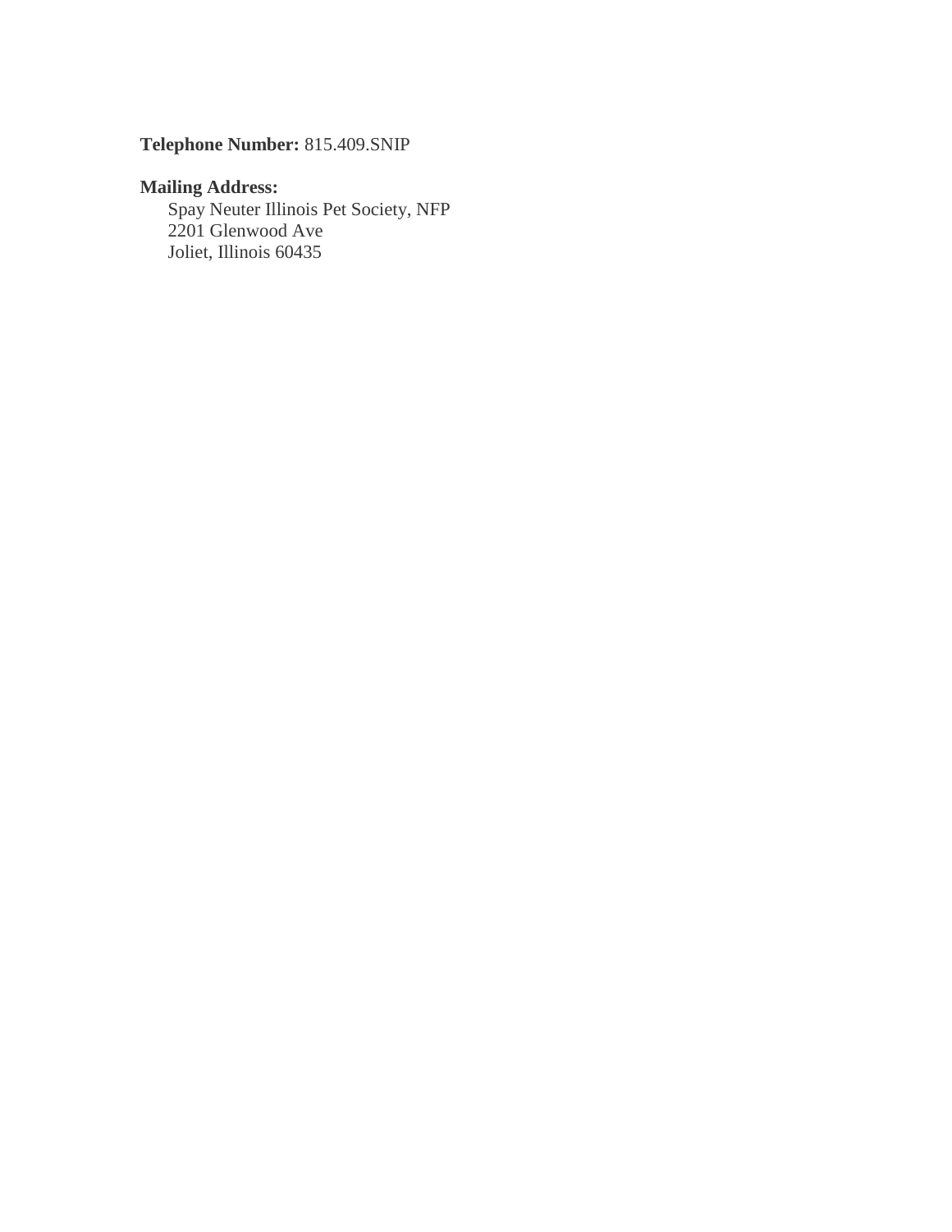**Telephone Number:** 815.409.SNIP

**Mailing Address:**

Spay Neuter Illinois Pet Society, NFP
2201 Glenwood Ave
Joliet, Illinois 60435